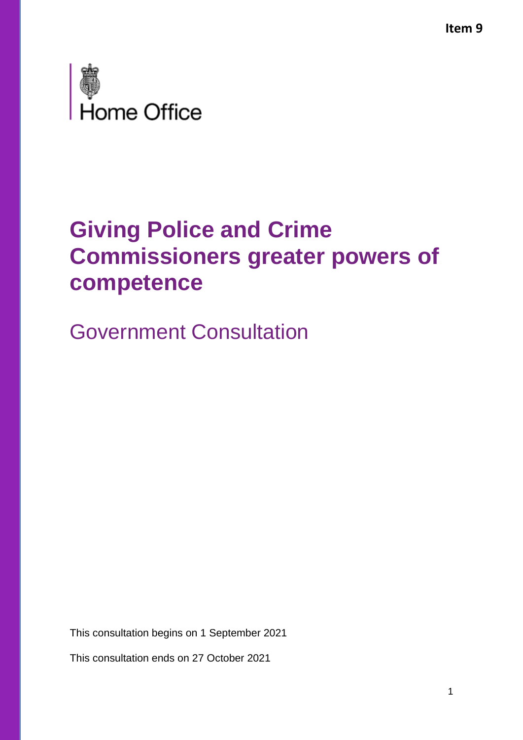Item 9

Home Office

# Giving Police and Crime Commissioners greater powers of competence

## Government Consultation

This consultation begins on 1 September 2021

This consultation ends on 27 October 2021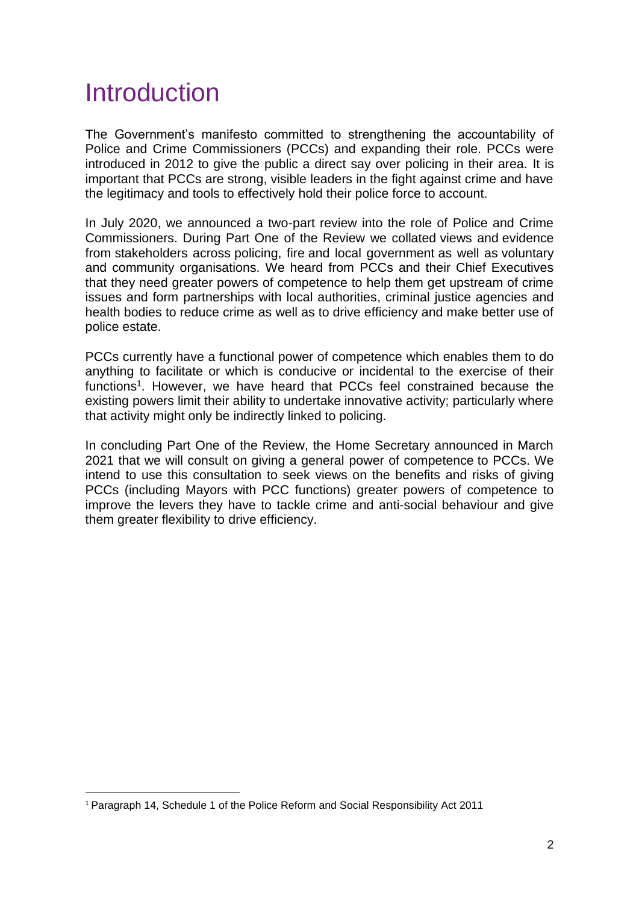# Introduction

The Government's manifesto committed to strengthening the accountability of Police and Crime Commissioners (PCCs) and expanding their role. PCCs were introduced in 2012 to give the public a direct say over policing in their area. It is important that PCCs are strong, visible leaders in the fight against crime and have the legitimacy and tools to effectively hold their police force to account.

In July 2020, we announced a two-part review into the role of Police and Crime Commissioners. During Part One of the Review we collated views and evidence from stakeholders across policing, fire and local government as well as voluntary and community organisations. We heard from PCCs and their Chief Executives that they need greater powers of competence to help them get upstream of crime issues and form partnerships with local authorities, criminal justice agencies and health bodies to reduce crime as well as to drive efficiency and make better use of police estate.

PCCs currently have a functional power of competence which enables them to do anything to facilitate or which is conducive or incidental to the exercise of their functions[1]. However, we have heard that PCCs feel constrained because the existing powers limit their ability to undertake innovative activity; particularly where that activity might only be indirectly linked to policing.

In concluding Part One of the Review, the Home Secretary announced in March 2021 that we will consult on giving a general power of competence to PCCs. We intend to use this consultation to seek views on the benefits and risks of giving PCCs (including Mayors with PCC functions) greater powers of competence to improve the levers they have to tackle crime and anti-social behaviour and give them greater flexibility to drive efficiency.

[1] Paragraph 14, Schedule 1 of the Police Reform and Social Responsibility Act 2011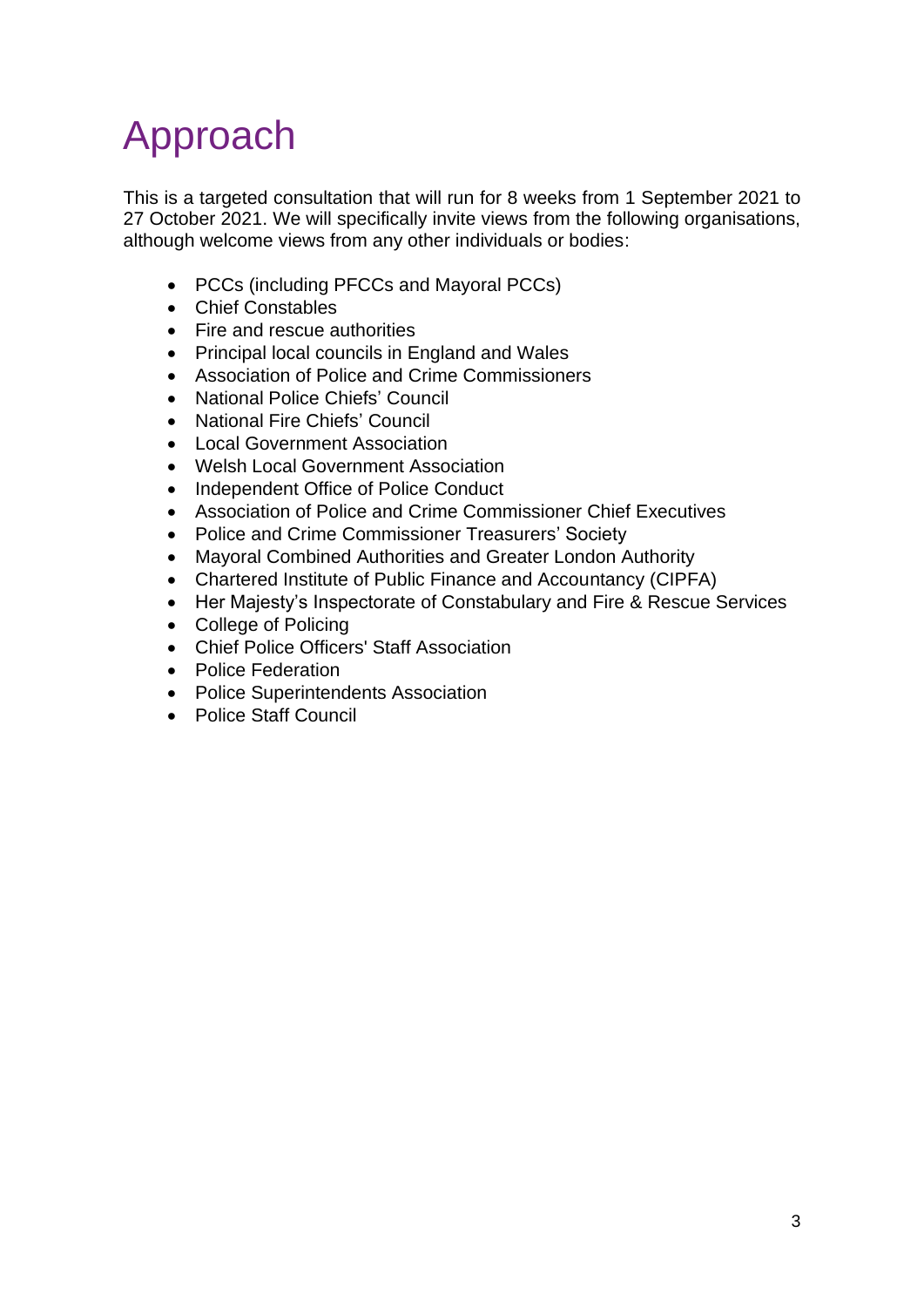# Approach

This is a targeted consultation that will run for 8 weeks from 1 September 2021 to 27 October 2021. We will specifically invite views from the following organisations, although welcome views from any other individuals or bodies:

- PCCs (including PFCCs and Mayoral PCCs)
- Chief Constables
- Fire and rescue authorities
- Principal local councils in England and Wales
- Association of Police and Crime Commissioners
- National Police Chiefs' Council
- National Fire Chiefs' Council
- Local Government Association
- Welsh Local Government Association
- Independent Office of Police Conduct
- Association of Police and Crime Commissioner Chief Executives
- Police and Crime Commissioner Treasurers' Society
- Mayoral Combined Authorities and Greater London Authority
- Chartered Institute of Public Finance and Accountancy (CIPFA)
- Her Majesty's Inspectorate of Constabulary and Fire & Rescue Services
- College of Policing
- Chief Police Officers' Staff Association
- Police Federation
- Police Superintendents Association
- Police Staff Council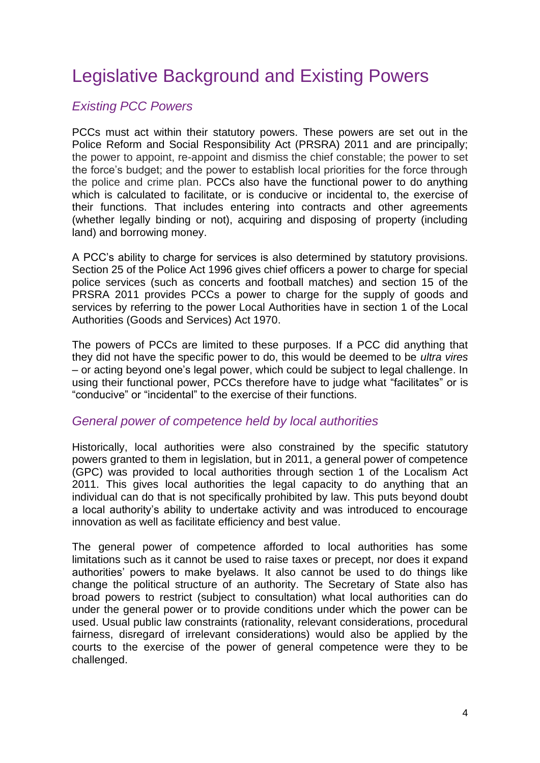# Legislative Background and Existing Powers

## *Existing PCC Powers*

PCCs must act within their statutory powers. These powers are set out in the Police Reform and Social Responsibility Act (PRSRA) 2011 and are principally; the power to appoint, re-appoint and dismiss the chief constable; the power to set the force's budget; and the power to establish local priorities for the force through the police and crime plan. PCCs also have the functional power to do anything which is calculated to facilitate, or is conducive or incidental to, the exercise of their functions. That includes entering into contracts and other agreements (whether legally binding or not), acquiring and disposing of property (including land) and borrowing money.

A PCC's ability to charge for services is also determined by statutory provisions. Section 25 of the Police Act 1996 gives chief officers a power to charge for special police services (such as concerts and football matches) and section 15 of the PRSRA 2011 provides PCCs a power to charge for the supply of goods and services by referring to the power Local Authorities have in section 1 of the Local Authorities (Goods and Services) Act 1970.

The powers of PCCs are limited to these purposes. If a PCC did anything that they did not have the specific power to do, this would be deemed to be *ultra vires* – or acting beyond one's legal power, which could be subject to legal challenge. In using their functional power, PCCs therefore have to judge what "facilitates" or is "conducive" or "incidental" to the exercise of their functions.

## *General power of competence held by local authorities*

Historically, local authorities were also constrained by the specific statutory powers granted to them in legislation, but in 2011, a general power of competence (GPC) was provided to local authorities through section 1 of the Localism Act 2011. This gives local authorities the legal capacity to do anything that an individual can do that is not specifically prohibited by law. This puts beyond doubt a local authority's ability to undertake activity and was introduced to encourage innovation as well as facilitate efficiency and best value.

The general power of competence afforded to local authorities has some limitations such as it cannot be used to raise taxes or precept, nor does it expand authorities' powers to make byelaws. It also cannot be used to do things like change the political structure of an authority. The Secretary of State also has broad powers to restrict (subject to consultation) what local authorities can do under the general power or to provide conditions under which the power can be used. Usual public law constraints (rationality, relevant considerations, procedural fairness, disregard of irrelevant considerations) would also be applied by the courts to the exercise of the power of general competence were they to be challenged.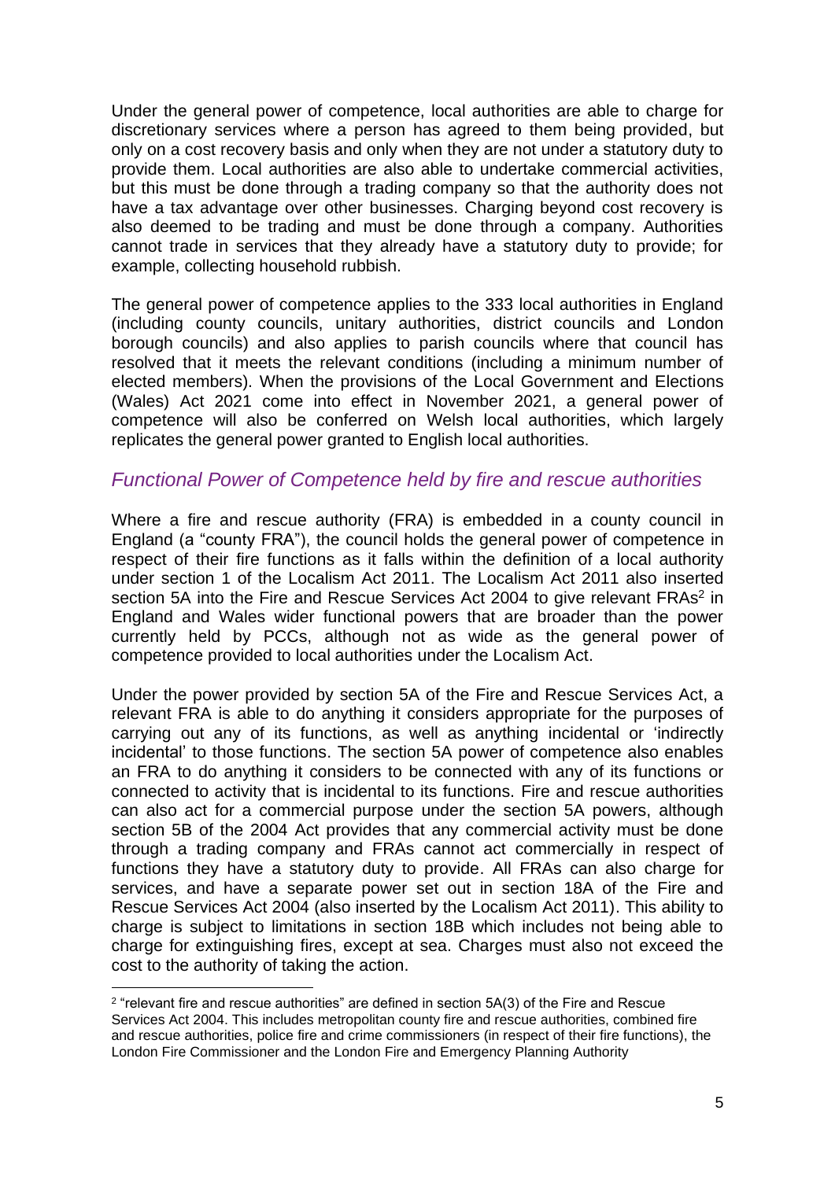Under the general power of competence, local authorities are able to charge for discretionary services where a person has agreed to them being provided, but only on a cost recovery basis and only when they are not under a statutory duty to provide them. Local authorities are also able to undertake commercial activities, but this must be done through a trading company so that the authority does not have a tax advantage over other businesses. Charging beyond cost recovery is also deemed to be trading and must be done through a company. Authorities cannot trade in services that they already have a statutory duty to provide; for example, collecting household rubbish.

The general power of competence applies to the 333 local authorities in England (including county councils, unitary authorities, district councils and London borough councils) and also applies to parish councils where that council has resolved that it meets the relevant conditions (including a minimum number of elected members). When the provisions of the Local Government and Elections (Wales) Act 2021 come into effect in November 2021, a general power of competence will also be conferred on Welsh local authorities, which largely replicates the general power granted to English local authorities.

### *Functional Power of Competence held by fire and rescue authorities*

Where a fire and rescue authority (FRA) is embedded in a county council in England (a "county FRA"), the council holds the general power of competence in respect of their fire functions as it falls within the definition of a local authority under section 1 of the Localism Act 2011. The Localism Act 2011 also inserted section 5A into the Fire and Rescue Services Act 2004 to give relevant FRAs[2] in England and Wales wider functional powers that are broader than the power currently held by PCCs, although not as wide as the general power of competence provided to local authorities under the Localism Act.

Under the power provided by section 5A of the Fire and Rescue Services Act, a relevant FRA is able to do anything it considers appropriate for the purposes of carrying out any of its functions, as well as anything incidental or 'indirectly incidental' to those functions. The section 5A power of competence also enables an FRA to do anything it considers to be connected with any of its functions or connected to activity that is incidental to its functions. Fire and rescue authorities can also act for a commercial purpose under the section 5A powers, although section 5B of the 2004 Act provides that any commercial activity must be done through a trading company and FRAs cannot act commercially in respect of functions they have a statutory duty to provide. All FRAs can also charge for services, and have a separate power set out in section 18A of the Fire and Rescue Services Act 2004 (also inserted by the Localism Act 2011). This ability to charge is subject to limitations in section 18B which includes not being able to charge for extinguishing fires, except at sea. Charges must also not exceed the cost to the authority of taking the action.

[2] "relevant fire and rescue authorities" are defined in section 5A(3) of the Fire and Rescue Services Act 2004. This includes metropolitan county fire and rescue authorities, combined fire and rescue authorities, police fire and crime commissioners (in respect of their fire functions), the London Fire Commissioner and the London Fire and Emergency Planning Authority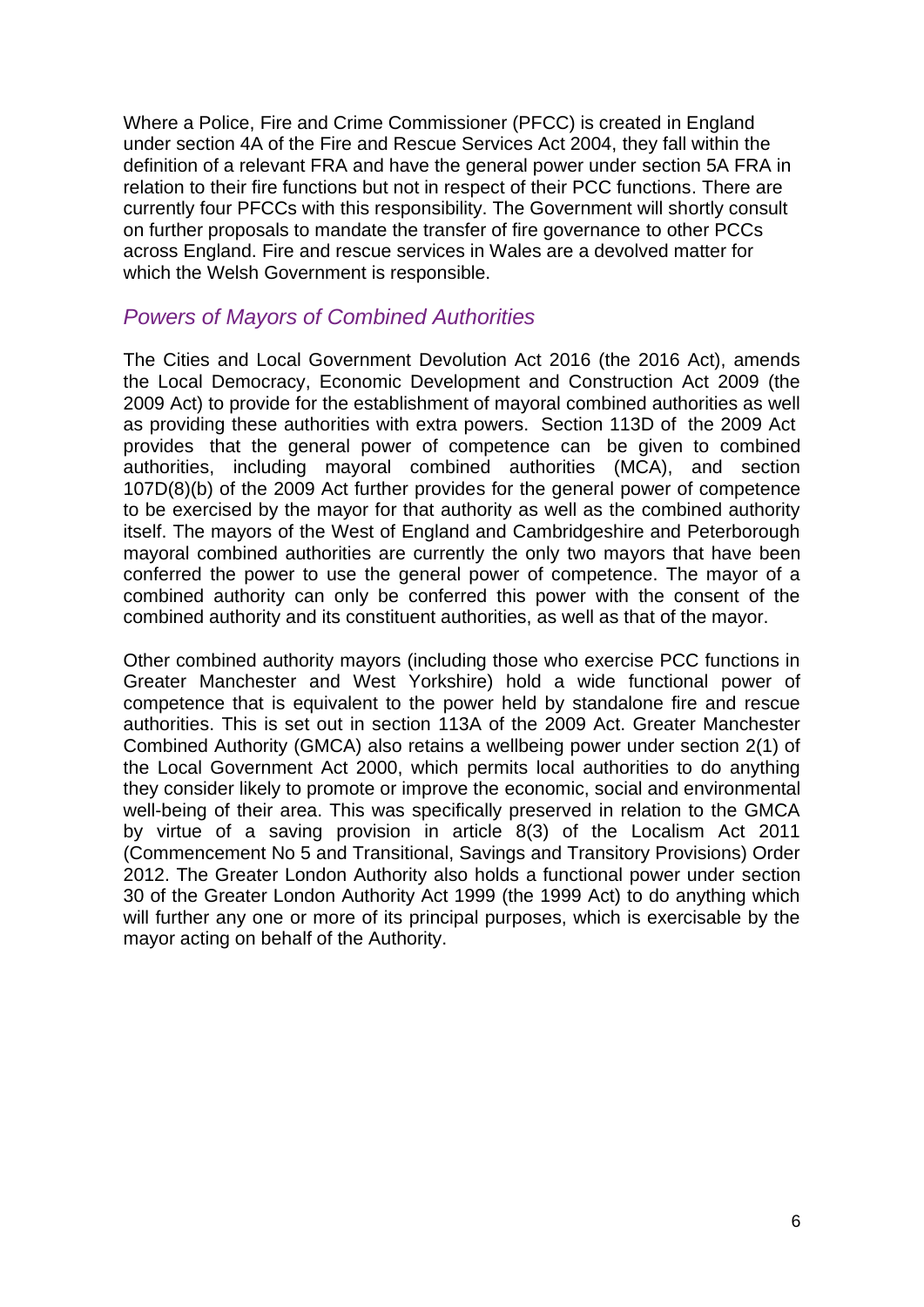Where a Police, Fire and Crime Commissioner (PFCC) is created in England under section 4A of the Fire and Rescue Services Act 2004, they fall within the definition of a relevant FRA and have the general power under section 5A FRA in relation to their fire functions but not in respect of their PCC functions. There are currently four PFCCs with this responsibility. The Government will shortly consult on further proposals to mandate the transfer of fire governance to other PCCs across England. Fire and rescue services in Wales are a devolved matter for which the Welsh Government is responsible.

### *Powers of Mayors of Combined Authorities*

The Cities and Local Government Devolution Act 2016 (the 2016 Act), amends the Local Democracy, Economic Development and Construction Act 2009 (the 2009 Act) to provide for the establishment of mayoral combined authorities as well as providing these authorities with extra powers. Section 113D of the 2009 Act provides that the general power of competence can be given to combined authorities, including mayoral combined authorities (MCA), and section 107D(8)(b) of the 2009 Act further provides for the general power of competence to be exercised by the mayor for that authority as well as the combined authority itself. The mayors of the West of England and Cambridgeshire and Peterborough mayoral combined authorities are currently the only two mayors that have been conferred the power to use the general power of competence. The mayor of a combined authority can only be conferred this power with the consent of the combined authority and its constituent authorities, as well as that of the mayor.

Other combined authority mayors (including those who exercise PCC functions in Greater Manchester and West Yorkshire) hold a wide functional power of competence that is equivalent to the power held by standalone fire and rescue authorities. This is set out in section 113A of the 2009 Act. Greater Manchester Combined Authority (GMCA) also retains a wellbeing power under section 2(1) of the Local Government Act 2000, which permits local authorities to do anything they consider likely to promote or improve the economic, social and environmental well-being of their area. This was specifically preserved in relation to the GMCA by virtue of a saving provision in article 8(3) of the Localism Act 2011 (Commencement No 5 and Transitional, Savings and Transitory Provisions) Order 2012. The Greater London Authority also holds a functional power under section 30 of the Greater London Authority Act 1999 (the 1999 Act) to do anything which will further any one or more of its principal purposes, which is exercisable by the mayor acting on behalf of the Authority.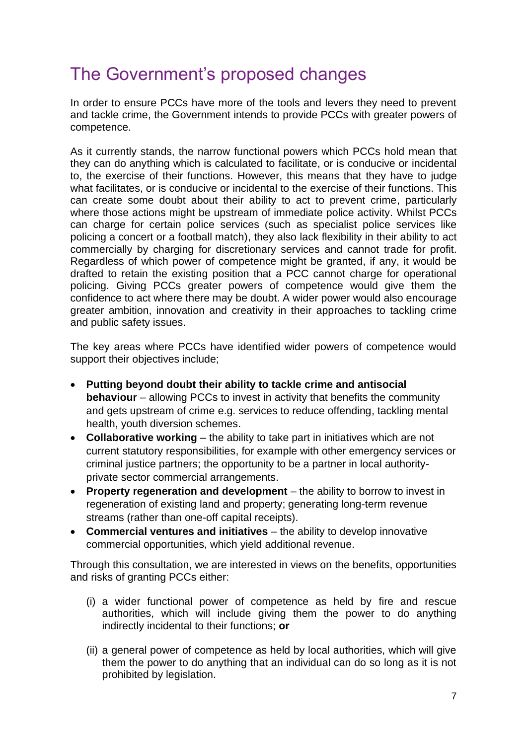# The Government's proposed changes

In order to ensure PCCs have more of the tools and levers they need to prevent and tackle crime, the Government intends to provide PCCs with greater powers of competence.

As it currently stands, the narrow functional powers which PCCs hold mean that they can do anything which is calculated to facilitate, or is conducive or incidental to, the exercise of their functions. However, this means that they have to judge what facilitates, or is conducive or incidental to the exercise of their functions. This can create some doubt about their ability to act to prevent crime, particularly where those actions might be upstream of immediate police activity. Whilst PCCs can charge for certain police services (such as specialist police services like policing a concert or a football match), they also lack flexibility in their ability to act commercially by charging for discretionary services and cannot trade for profit. Regardless of which power of competence might be granted, if any, it would be drafted to retain the existing position that a PCC cannot charge for operational policing. Giving PCCs greater powers of competence would give them the confidence to act where there may be doubt. A wider power would also encourage greater ambition, innovation and creativity in their approaches to tackling crime and public safety issues.

The key areas where PCCs have identified wider powers of competence would support their objectives include;

- **Putting beyond doubt their ability to tackle crime and antisocial behaviour** – allowing PCCs to invest in activity that benefits the community and gets upstream of crime e.g. services to reduce offending, tackling mental health, youth diversion schemes.
- **Collaborative working** – the ability to take part in initiatives which are not current statutory responsibilities, for example with other emergency services or criminal justice partners; the opportunity to be a partner in local authority-private sector commercial arrangements.
- **Property regeneration and development** – the ability to borrow to invest in regeneration of existing land and property; generating long-term revenue streams (rather than one-off capital receipts).
- **Commercial ventures and initiatives** – the ability to develop innovative commercial opportunities, which yield additional revenue.

Through this consultation, we are interested in views on the benefits, opportunities and risks of granting PCCs either:

(i) a wider functional power of competence as held by fire and rescue authorities, which will include giving them the power to do anything indirectly incidental to their functions; **or**

(ii) a general power of competence as held by local authorities, which will give them the power to do anything that an individual can do so long as it is not prohibited by legislation.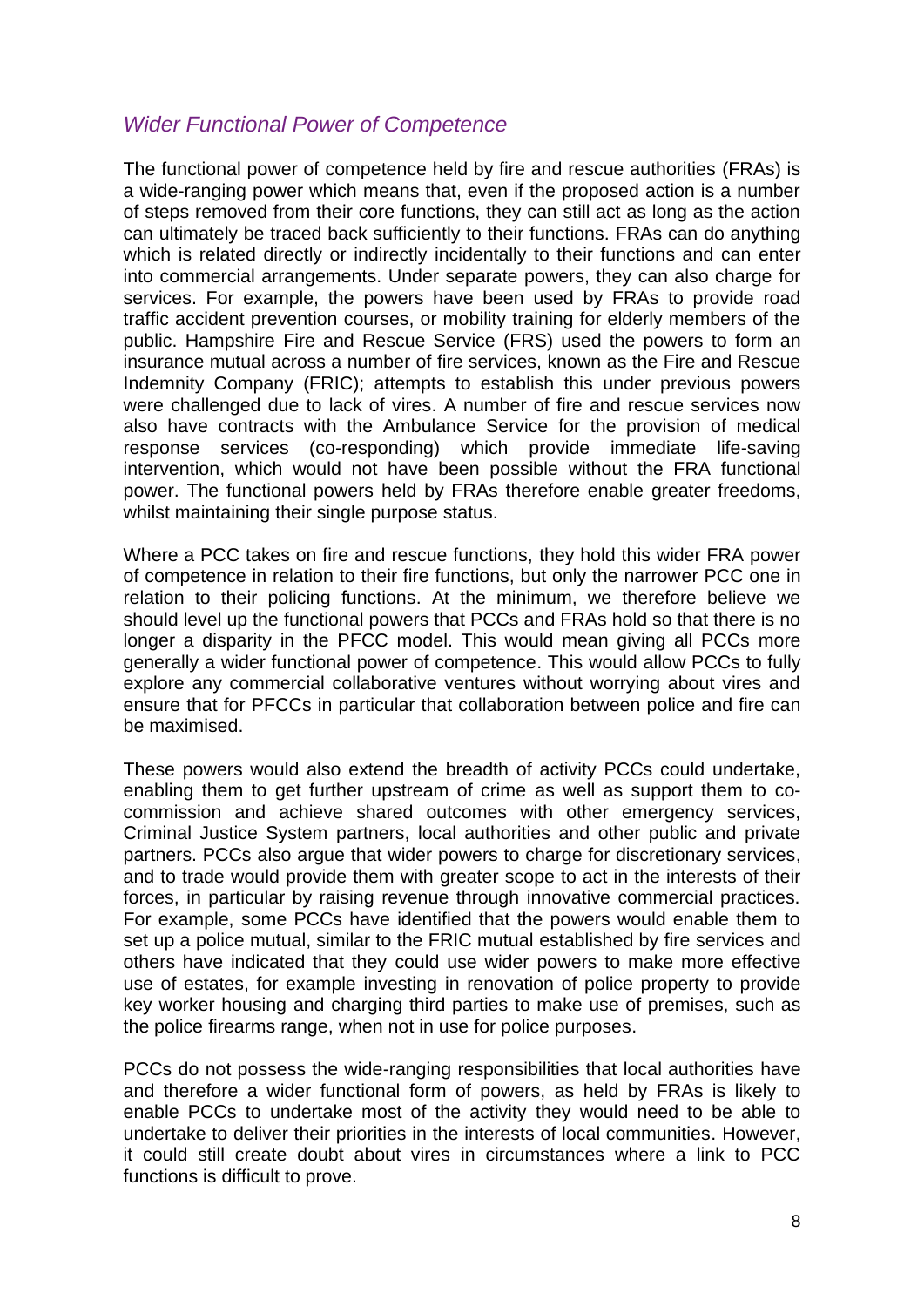### *Wider Functional Power of Competence*

The functional power of competence held by fire and rescue authorities (FRAs) is a wide-ranging power which means that, even if the proposed action is a number of steps removed from their core functions, they can still act as long as the action can ultimately be traced back sufficiently to their functions. FRAs can do anything which is related directly or indirectly incidentally to their functions and can enter into commercial arrangements. Under separate powers, they can also charge for services. For example, the powers have been used by FRAs to provide road traffic accident prevention courses, or mobility training for elderly members of the public. Hampshire Fire and Rescue Service (FRS) used the powers to form an insurance mutual across a number of fire services, known as the Fire and Rescue Indemnity Company (FRIC); attempts to establish this under previous powers were challenged due to lack of vires. A number of fire and rescue services now also have contracts with the Ambulance Service for the provision of medical response services (co-responding) which provide immediate life-saving intervention, which would not have been possible without the FRA functional power. The functional powers held by FRAs therefore enable greater freedoms, whilst maintaining their single purpose status.

Where a PCC takes on fire and rescue functions, they hold this wider FRA power of competence in relation to their fire functions, but only the narrower PCC one in relation to their policing functions. At the minimum, we therefore believe we should level up the functional powers that PCCs and FRAs hold so that there is no longer a disparity in the PFCC model. This would mean giving all PCCs more generally a wider functional power of competence. This would allow PCCs to fully explore any commercial collaborative ventures without worrying about vires and ensure that for PFCCs in particular that collaboration between police and fire can be maximised.

These powers would also extend the breadth of activity PCCs could undertake, enabling them to get further upstream of crime as well as support them to co-commission and achieve shared outcomes with other emergency services, Criminal Justice System partners, local authorities and other public and private partners. PCCs also argue that wider powers to charge for discretionary services, and to trade would provide them with greater scope to act in the interests of their forces, in particular by raising revenue through innovative commercial practices. For example, some PCCs have identified that the powers would enable them to set up a police mutual, similar to the FRIC mutual established by fire services and others have indicated that they could use wider powers to make more effective use of estates, for example investing in renovation of police property to provide key worker housing and charging third parties to make use of premises, such as the police firearms range, when not in use for police purposes.

PCCs do not possess the wide-ranging responsibilities that local authorities have and therefore a wider functional form of powers, as held by FRAs is likely to enable PCCs to undertake most of the activity they would need to be able to undertake to deliver their priorities in the interests of local communities. However, it could still create doubt about vires in circumstances where a link to PCC functions is difficult to prove.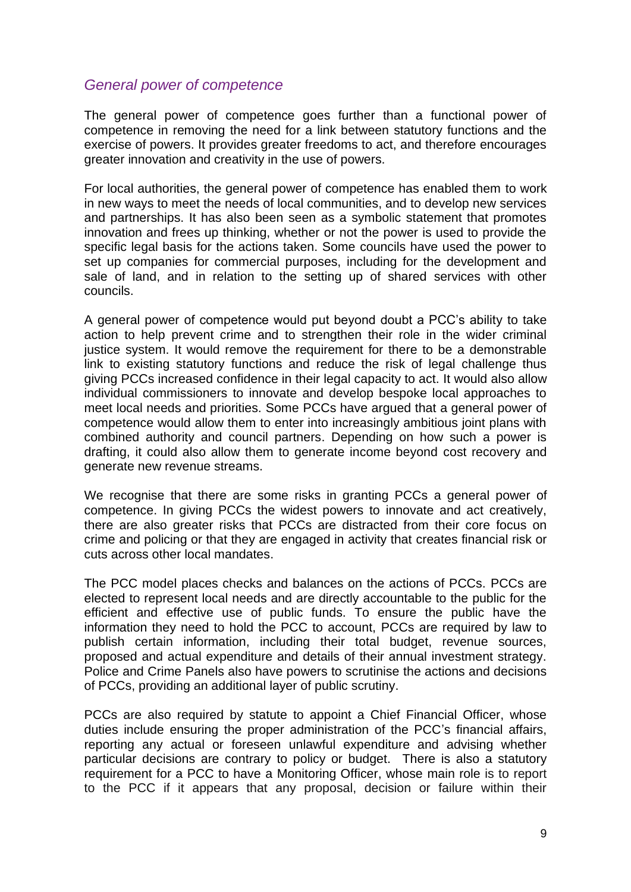### *General power of competence*

The general power of competence goes further than a functional power of competence in removing the need for a link between statutory functions and the exercise of powers. It provides greater freedoms to act, and therefore encourages greater innovation and creativity in the use of powers.

For local authorities, the general power of competence has enabled them to work in new ways to meet the needs of local communities, and to develop new services and partnerships. It has also been seen as a symbolic statement that promotes innovation and frees up thinking, whether or not the power is used to provide the specific legal basis for the actions taken. Some councils have used the power to set up companies for commercial purposes, including for the development and sale of land, and in relation to the setting up of shared services with other councils.

A general power of competence would put beyond doubt a PCC's ability to take action to help prevent crime and to strengthen their role in the wider criminal justice system. It would remove the requirement for there to be a demonstrable link to existing statutory functions and reduce the risk of legal challenge thus giving PCCs increased confidence in their legal capacity to act. It would also allow individual commissioners to innovate and develop bespoke local approaches to meet local needs and priorities. Some PCCs have argued that a general power of competence would allow them to enter into increasingly ambitious joint plans with combined authority and council partners. Depending on how such a power is drafting, it could also allow them to generate income beyond cost recovery and generate new revenue streams.

We recognise that there are some risks in granting PCCs a general power of competence. In giving PCCs the widest powers to innovate and act creatively, there are also greater risks that PCCs are distracted from their core focus on crime and policing or that they are engaged in activity that creates financial risk or cuts across other local mandates.

The PCC model places checks and balances on the actions of PCCs. PCCs are elected to represent local needs and are directly accountable to the public for the efficient and effective use of public funds. To ensure the public have the information they need to hold the PCC to account, PCCs are required by law to publish certain information, including their total budget, revenue sources, proposed and actual expenditure and details of their annual investment strategy. Police and Crime Panels also have powers to scrutinise the actions and decisions of PCCs, providing an additional layer of public scrutiny.

PCCs are also required by statute to appoint a Chief Financial Officer, whose duties include ensuring the proper administration of the PCC's financial affairs, reporting any actual or foreseen unlawful expenditure and advising whether particular decisions are contrary to policy or budget. There is also a statutory requirement for a PCC to have a Monitoring Officer, whose main role is to report to the PCC if it appears that any proposal, decision or failure within their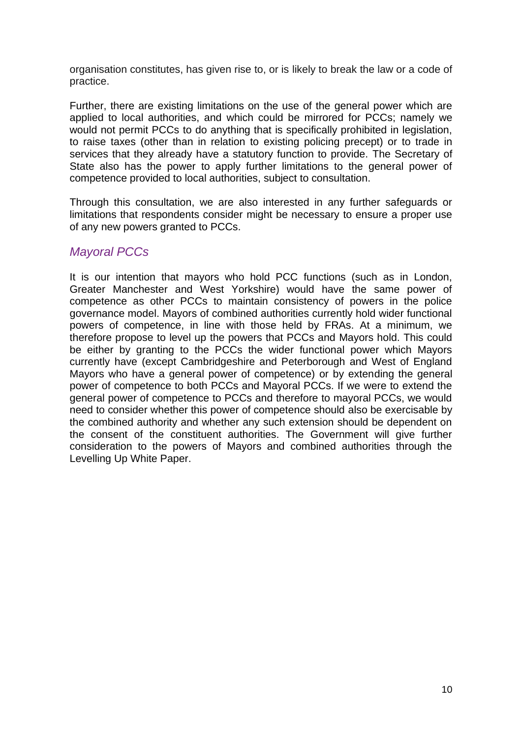organisation constitutes, has given rise to, or is likely to break the law or a code of practice.

Further, there are existing limitations on the use of the general power which are applied to local authorities, and which could be mirrored for PCCs; namely we would not permit PCCs to do anything that is specifically prohibited in legislation, to raise taxes (other than in relation to existing policing precept) or to trade in services that they already have a statutory function to provide. The Secretary of State also has the power to apply further limitations to the general power of competence provided to local authorities, subject to consultation.

Through this consultation, we are also interested in any further safeguards or limitations that respondents consider might be necessary to ensure a proper use of any new powers granted to PCCs.

### *Mayoral PCCs*

It is our intention that mayors who hold PCC functions (such as in London, Greater Manchester and West Yorkshire) would have the same power of competence as other PCCs to maintain consistency of powers in the police governance model. Mayors of combined authorities currently hold wider functional powers of competence, in line with those held by FRAs. At a minimum, we therefore propose to level up the powers that PCCs and Mayors hold. This could be either by granting to the PCCs the wider functional power which Mayors currently have (except Cambridgeshire and Peterborough and West of England Mayors who have a general power of competence) or by extending the general power of competence to both PCCs and Mayoral PCCs. If we were to extend the general power of competence to PCCs and therefore to mayoral PCCs, we would need to consider whether this power of competence should also be exercisable by the combined authority and whether any such extension should be dependent on the consent of the constituent authorities. The Government will give further consideration to the powers of Mayors and combined authorities through the Levelling Up White Paper.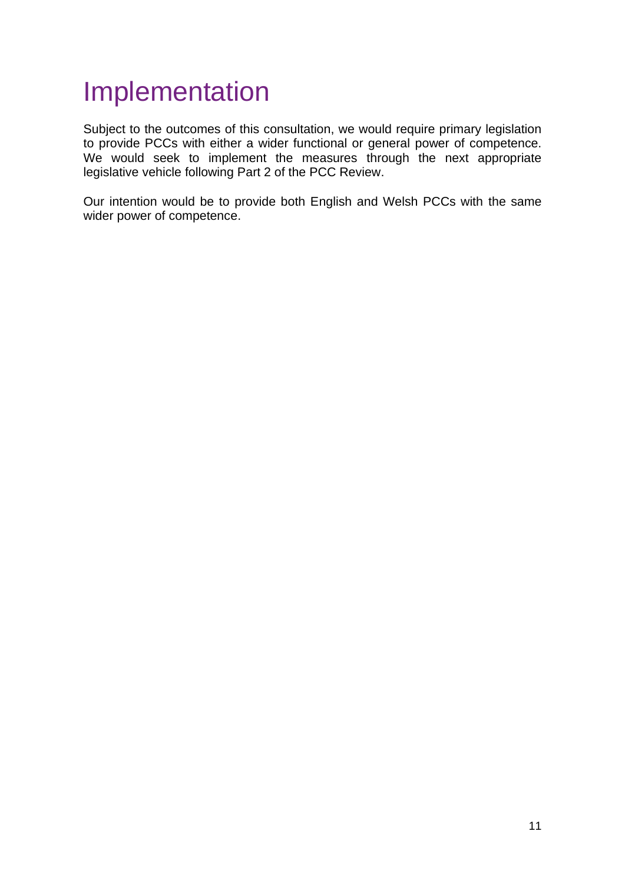# Implementation

Subject to the outcomes of this consultation, we would require primary legislation to provide PCCs with either a wider functional or general power of competence. We would seek to implement the measures through the next appropriate legislative vehicle following Part 2 of the PCC Review.

Our intention would be to provide both English and Welsh PCCs with the same wider power of competence.